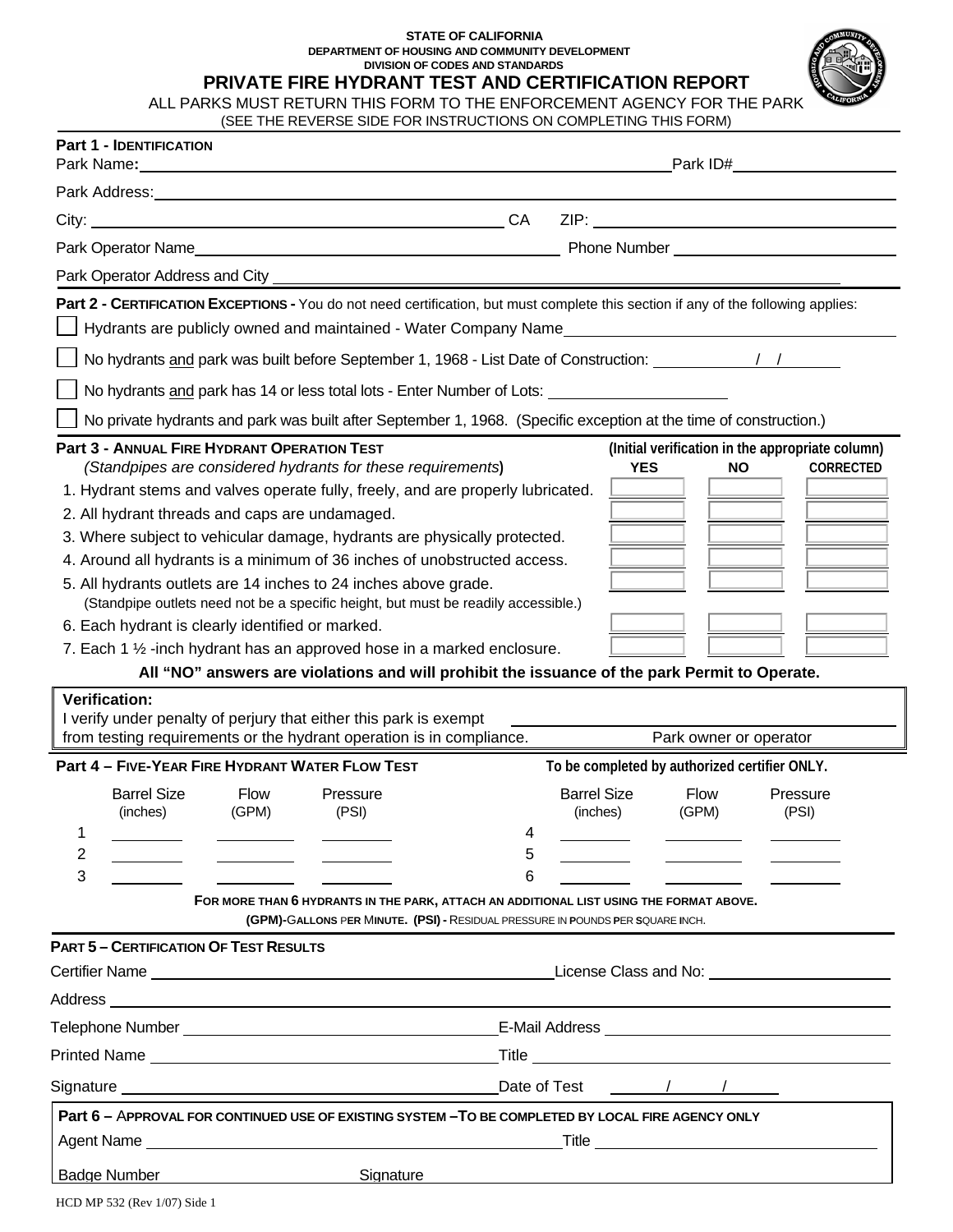STATE OF CALIFORNIA
DEPARTMENT OF HOUSING AND COMMUNITY DEVELOPMENT
DIVISION OF CODES AND STANDARDS

# PRIVATE FIRE HYDRANT TEST AND CERTIFICATION REPORT

ALL PARKS MUST RETURN THIS FORM TO THE ENFORCEMENT AGENCY FOR THE PARK
(SEE THE REVERSE SIDE FOR INSTRUCTIONS ON COMPLETING THIS FORM)

## Part 1 - Identification

Park Name: ______________________ Park ID# ______________

Park Address: ______________________

City: ______________________ CA ZIP: ______________

Park Operator Name ______________________ Phone Number ______________

Park Operator Address and City ______________________

## Part 2 - Certification Exceptions

You do not need certification, but must complete this section if any of the following applies:

- ☐ Hydrants are publicly owned and maintained - Water Company Name ______________
- ☐ No hydrants and park was built before September 1, 1968 - List Date of Construction: ____ / ____ / ____
- ☐ No hydrants and park has 14 or less total lots - Enter Number of Lots: ______________
- ☐ No private hydrants and park was built after September 1, 1968. (Specific exception at the time of construction.)

## Part 3 - Annual Fire Hydrant Operation Test

*(Standpipes are considered hydrants for these requirements)*

(Initial verification in the appropriate column)

| | YES | NO | CORRECTED |
|---|---|---|---|
| 1. Hydrant stems and valves operate fully, freely, and are properly lubricated. | | | |
| 2. All hydrant threads and caps are undamaged. | | | |
| 3. Where subject to vehicular damage, hydrants are physically protected. | | | |
| 4. Around all hydrants is a minimum of 36 inches of unobstructed access. | | | |
| 5. All hydrants outlets are 14 inches to 24 inches above grade. (Standpipe outlets need not be a specific height, but must be readily accessible.) | | | |
| 6. Each hydrant is clearly identified or marked. | | | |
| 7. Each 1 ½ -inch hydrant has an approved hose in a marked enclosure. | | | |

**All "NO" answers are violations and will prohibit the issuance of the park Permit to Operate.**

**Verification:**
I verify under penalty of perjury that either this park is exempt from testing requirements or the hydrant operation is in compliance.

______________________
Park owner or operator

## Part 4 – Five-Year Fire Hydrant Water Flow Test

To be completed by authorized certifier ONLY.

| | Barrel Size (inches) | Flow (GPM) | Pressure (PSI) | | Barrel Size (inches) | Flow (GPM) | Pressure (PSI) |
|---|---|---|---|---|---|---|---|
| 1 | | | | 4 | | | |
| 2 | | | | 5 | | | |
| 3 | | | | 6 | | | |

FOR MORE THAN 6 HYDRANTS IN THE PARK, ATTACH AN ADDITIONAL LIST USING THE FORMAT ABOVE.
**(GPM)**-GALLONS PER MINUTE. **(PSI)** - RESIDUAL PRESSURE IN POUNDS PER SQUARE INCH.

## Part 5 – Certification Of Test Results

Certifier Name ______________________ License Class and No: ______________

Address ______________________

Telephone Number ______________________ E-Mail Address ______________

Printed Name ______________________ Title ______________

Signature ______________________ Date of Test ____ / ____ / ____

## Part 6 – Approval for Continued Use of Existing System – To Be Completed by Local Fire Agency Only

Agent Name ______________________ Title ______________

Badge Number ______________ Signature ______________

HCD MP 532 (Rev 1/07) Side 1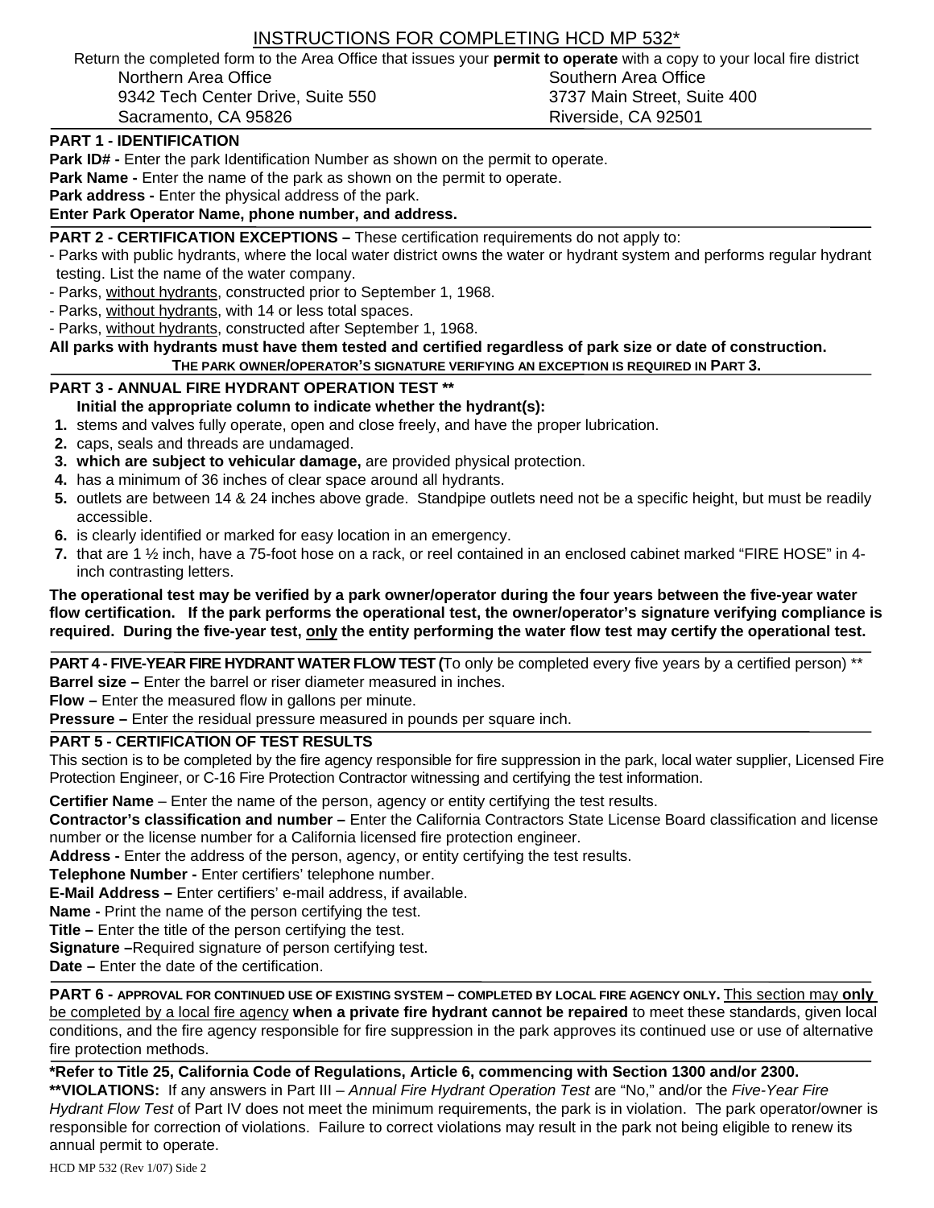# INSTRUCTIONS FOR COMPLETING HCD MP 532*

Return the completed form to the Area Office that issues your **permit to operate** with a copy to your local fire district

Northern Area Office
9342 Tech Center Drive, Suite 550
Sacramento, CA 95826

Southern Area Office
3737 Main Street, Suite 400
Riverside, CA 92501

**PART 1 - IDENTIFICATION**

**Park ID# -** Enter the park Identification Number as shown on the permit to operate.
**Park Name -** Enter the name of the park as shown on the permit to operate.
**Park address -** Enter the physical address of the park.
**Enter Park Operator Name, phone number, and address.**

**PART 2 - CERTIFICATION EXCEPTIONS –** These certification requirements do not apply to:

- Parks with public hydrants, where the local water district owns the water or hydrant system and performs regular hydrant testing. List the name of the water company.
- Parks, without hydrants, constructed prior to September 1, 1968.
- Parks, without hydrants, with 14 or less total spaces.
- Parks, without hydrants, constructed after September 1, 1968.

**All parks with hydrants must have them tested and certified regardless of park size or date of construction.**

**THE PARK OWNER/OPERATOR'S SIGNATURE VERIFYING AN EXCEPTION IS REQUIRED IN PART 3.**

**PART 3 - ANNUAL FIRE HYDRANT OPERATION TEST ****

**Initial the appropriate column to indicate whether the hydrant(s):**

1. stems and valves fully operate, open and close freely, and have the proper lubrication.
2. caps, seals and threads are undamaged.
3. **which are subject to vehicular damage,** are provided physical protection.
4. has a minimum of 36 inches of clear space around all hydrants.
5. outlets are between 14 & 24 inches above grade. Standpipe outlets need not be a specific height, but must be readily accessible.
6. is clearly identified or marked for easy location in an emergency.
7. that are 1 ½ inch, have a 75-foot hose on a rack, or reel contained in an enclosed cabinet marked "FIRE HOSE" in 4-inch contrasting letters.

**The operational test may be verified by a park owner/operator during the four years between the five-year water flow certification. If the park performs the operational test, the owner/operator's signature verifying compliance is required. During the five-year test, only the entity performing the water flow test may certify the operational test.**

**PART 4 - FIVE-YEAR FIRE HYDRANT WATER FLOW TEST (**To only be completed every five years by a certified person) **

**Barrel size –** Enter the barrel or riser diameter measured in inches.
**Flow –** Enter the measured flow in gallons per minute.
**Pressure –** Enter the residual pressure measured in pounds per square inch.

**PART 5 - CERTIFICATION OF TEST RESULTS**

This section is to be completed by the fire agency responsible for fire suppression in the park, local water supplier, Licensed Fire Protection Engineer, or C-16 Fire Protection Contractor witnessing and certifying the test information.

**Certifier Name** – Enter the name of the person, agency or entity certifying the test results.
**Contractor's classification and number –** Enter the California Contractors State License Board classification and license number or the license number for a California licensed fire protection engineer.
**Address -** Enter the address of the person, agency, or entity certifying the test results.
**Telephone Number -** Enter certifiers' telephone number.
**E-Mail Address –** Enter certifiers' e-mail address, if available.
**Name -** Print the name of the person certifying the test.
**Title –** Enter the title of the person certifying the test.
**Signature –**Required signature of person certifying test.
**Date –** Enter the date of the certification.

**PART 6 - APPROVAL FOR CONTINUED USE OF EXISTING SYSTEM – COMPLETED BY LOCAL FIRE AGENCY ONLY.** This section may **only** be completed by a local fire agency **when a private fire hydrant cannot be repaired** to meet these standards, given local conditions, and the fire agency responsible for fire suppression in the park approves its continued use or use of alternative fire protection methods.

***Refer to Title 25, California Code of Regulations, Article 6, commencing with Section 1300 and/or 2300.**

****VIOLATIONS:** If any answers in Part III – *Annual Fire Hydrant Operation Test* are "No," and/or the *Five-Year Fire Hydrant Flow Test* of Part IV does not meet the minimum requirements, the park is in violation. The park operator/owner is responsible for correction of violations. Failure to correct violations may result in the park not being eligible to renew its annual permit to operate.

HCD MP 532 (Rev 1/07) Side 2